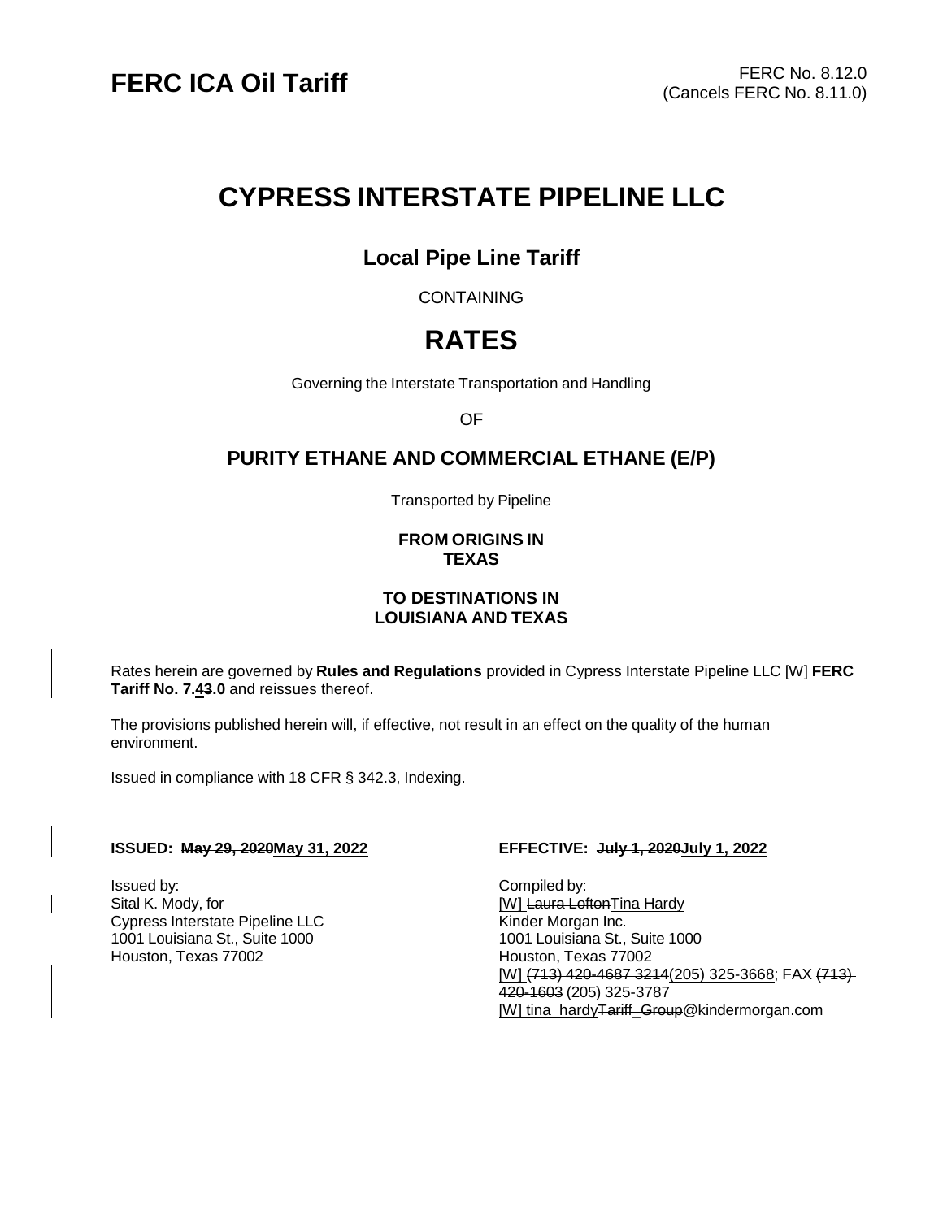**FERC ICA Oil Tariff**

FERC No. 8.12.0
(Cancels FERC No. 8.11.0)

# CYPRESS INTERSTATE PIPELINE LLC

## Local Pipe Line Tariff

CONTAINING

# RATES

Governing the Interstate Transportation and Handling

OF

## PURITY ETHANE AND COMMERCIAL ETHANE (E/P)

Transported by Pipeline

**FROM ORIGINS IN
TEXAS**

**TO DESTINATIONS IN
LOUISIANA AND TEXAS**

Rates herein are governed by **Rules and Regulations** provided in Cypress Interstate Pipeline LLC [W] **FERC Tariff No. 7.~~4~~3.0** and reissues thereof.

The provisions published herein will, if effective, not result in an effect on the quality of the human environment.

Issued in compliance with 18 CFR § 342.3, Indexing.

**ISSUED: ~~May 29, 2020~~May 31, 2022**

**EFFECTIVE: ~~July 1, 2020~~July 1, 2022**

Issued by:
Sital K. Mody, for
Cypress Interstate Pipeline LLC
1001 Louisiana St., Suite 1000
Houston, Texas 77002

Compiled by:
[W] ~~Laura Lofton~~Tina Hardy
Kinder Morgan Inc.
1001 Louisiana St., Suite 1000
Houston, Texas 77002
[W] ~~(713) 420-4687 3214~~(205) 325-3668; FAX ~~(713) 420-1603~~ (205) 325-3787
[W] tina_hardy~~Tariff_Group~~@kindermorgan.com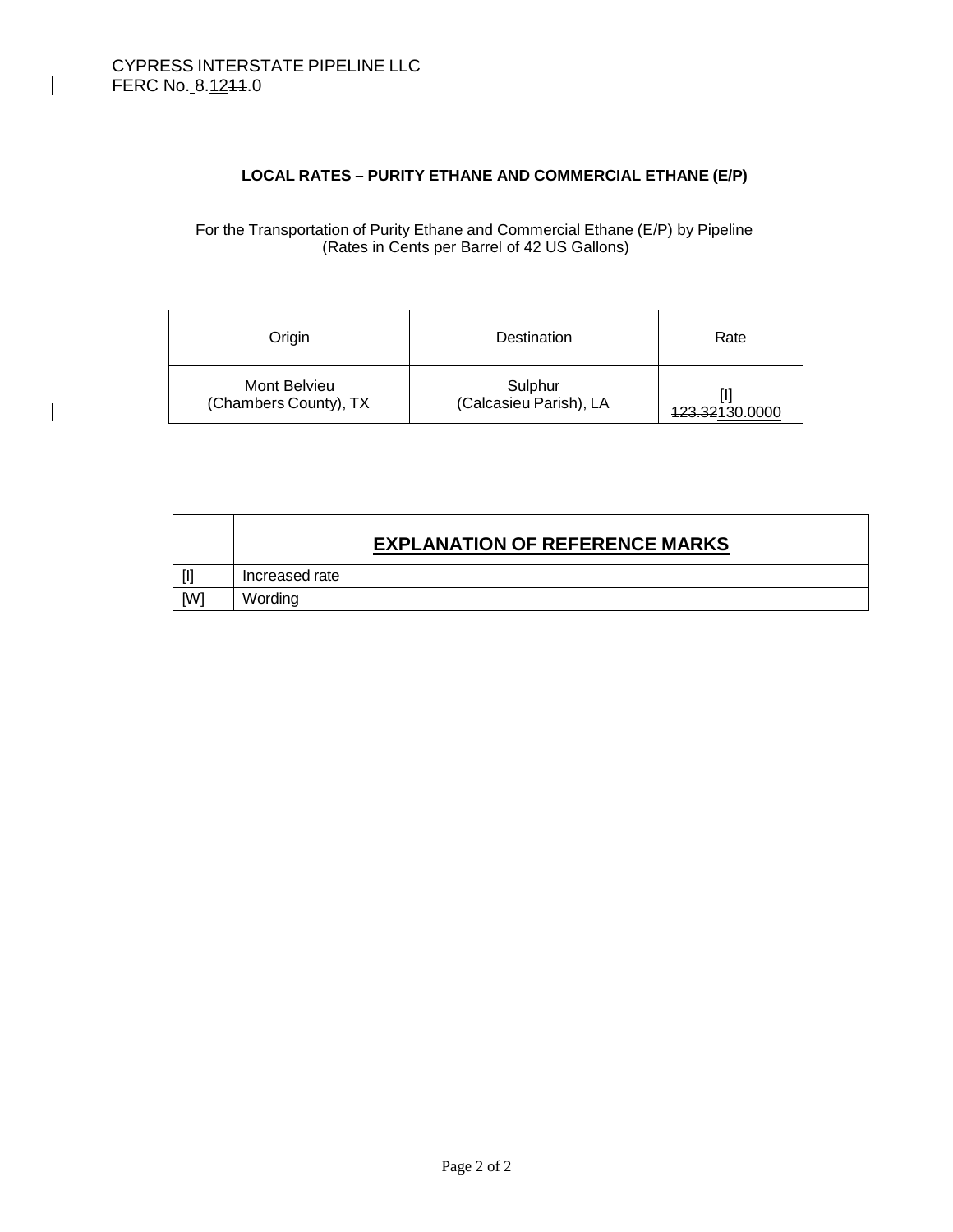CYPRESS INTERSTATE PIPELINE LLC
FERC No. 8.1211.0

### LOCAL RATES – PURITY ETHANE AND COMMERCIAL ETHANE (E/P)

For the Transportation of Purity Ethane and Commercial Ethane (E/P) by Pipeline
(Rates in Cents per Barrel of 42 US Gallons)

| Origin | Destination | Rate |
| --- | --- | --- |
| Mont Belvieu (Chambers County), TX | Sulphur (Calcasieu Parish), LA | [I] ~~123.32~~130.0000 |

| | **EXPLANATION OF REFERENCE MARKS** |
| --- | --- |
| [I] | Increased rate |
| [W] | Wording |